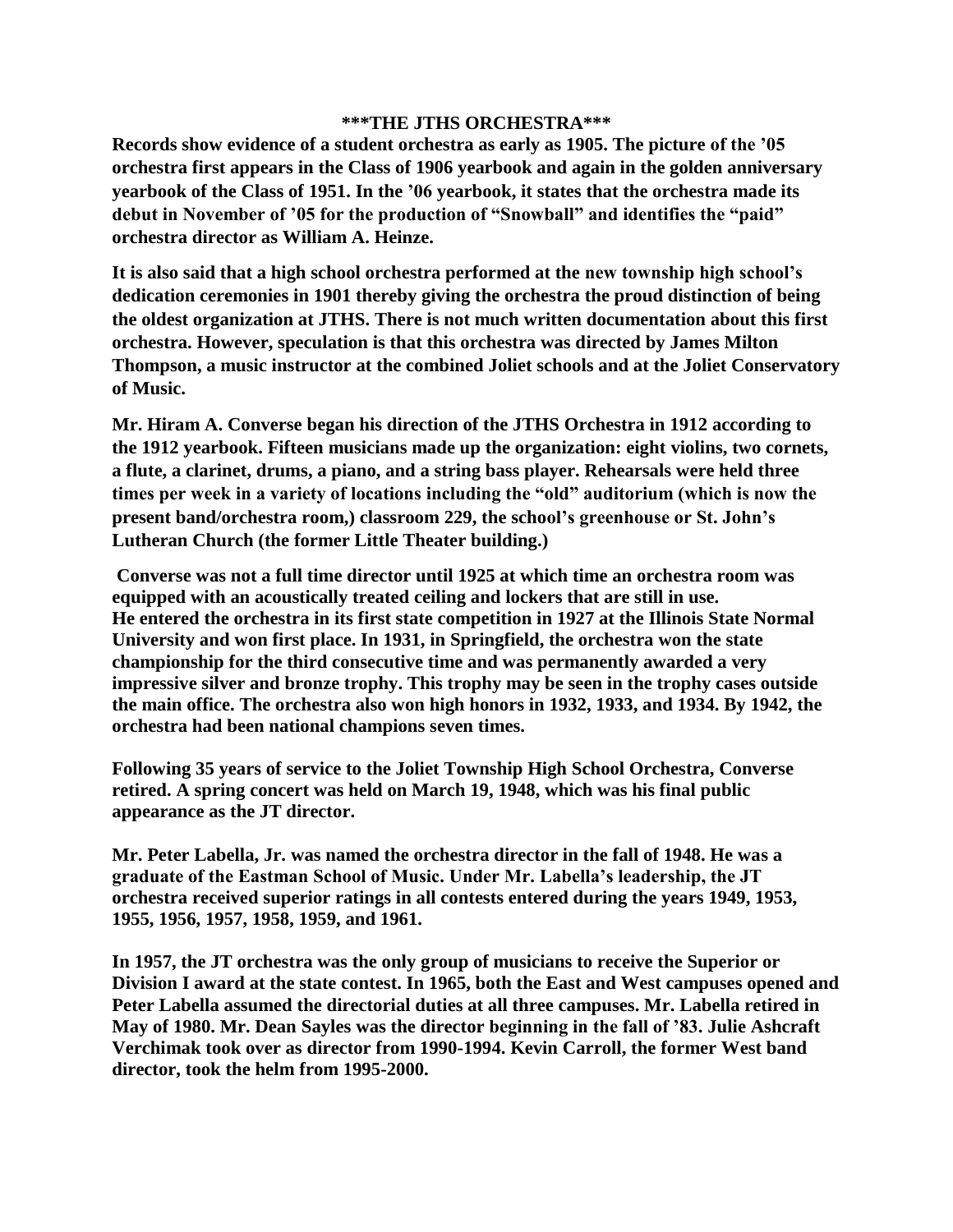# \*\*\*THE JTHS ORCHESTRA\*\*\*

**Records show evidence of a student orchestra as early as 1905. The picture of the '05 orchestra first appears in the Class of 1906 yearbook and again in the golden anniversary yearbook of the Class of 1951. In the '06 yearbook, it states that the orchestra made its debut in November of '05 for the production of "Snowball" and identifies the "paid" orchestra director as William A. Heinze.**

**It is also said that a high school orchestra performed at the new township high school's dedication ceremonies in 1901 thereby giving the orchestra the proud distinction of being the oldest organization at JTHS. There is not much written documentation about this first orchestra. However, speculation is that this orchestra was directed by James Milton Thompson, a music instructor at the combined Joliet schools and at the Joliet Conservatory of Music.**

**Mr. Hiram A. Converse began his direction of the JTHS Orchestra in 1912 according to the 1912 yearbook. Fifteen musicians made up the organization: eight violins, two cornets, a flute, a clarinet, drums, a piano, and a string bass player. Rehearsals were held three times per week in a variety of locations including the "old" auditorium (which is now the present band/orchestra room,) classroom 229, the school's greenhouse or St. John's Lutheran Church (the former Little Theater building.)**

**Converse was not a full time director until 1925 at which time an orchestra room was equipped with an acoustically treated ceiling and lockers that are still in use. He entered the orchestra in its first state competition in 1927 at the Illinois State Normal University and won first place. In 1931, in Springfield, the orchestra won the state championship for the third consecutive time and was permanently awarded a very impressive silver and bronze trophy. This trophy may be seen in the trophy cases outside the main office. The orchestra also won high honors in 1932, 1933, and 1934. By 1942, the orchestra had been national champions seven times.**

**Following 35 years of service to the Joliet Township High School Orchestra, Converse retired. A spring concert was held on March 19, 1948, which was his final public appearance as the JT director.**

**Mr. Peter Labella, Jr. was named the orchestra director in the fall of 1948. He was a graduate of the Eastman School of Music. Under Mr. Labella's leadership, the JT orchestra received superior ratings in all contests entered during the years 1949, 1953, 1955, 1956, 1957, 1958, 1959, and 1961.**

**In 1957, the JT orchestra was the only group of musicians to receive the Superior or Division I award at the state contest. In 1965, both the East and West campuses opened and Peter Labella assumed the directorial duties at all three campuses. Mr. Labella retired in May of 1980. Mr. Dean Sayles was the director beginning in the fall of '83. Julie Ashcraft Verchimak took over as director from 1990-1994. Kevin Carroll, the former West band director, took the helm from 1995-2000.**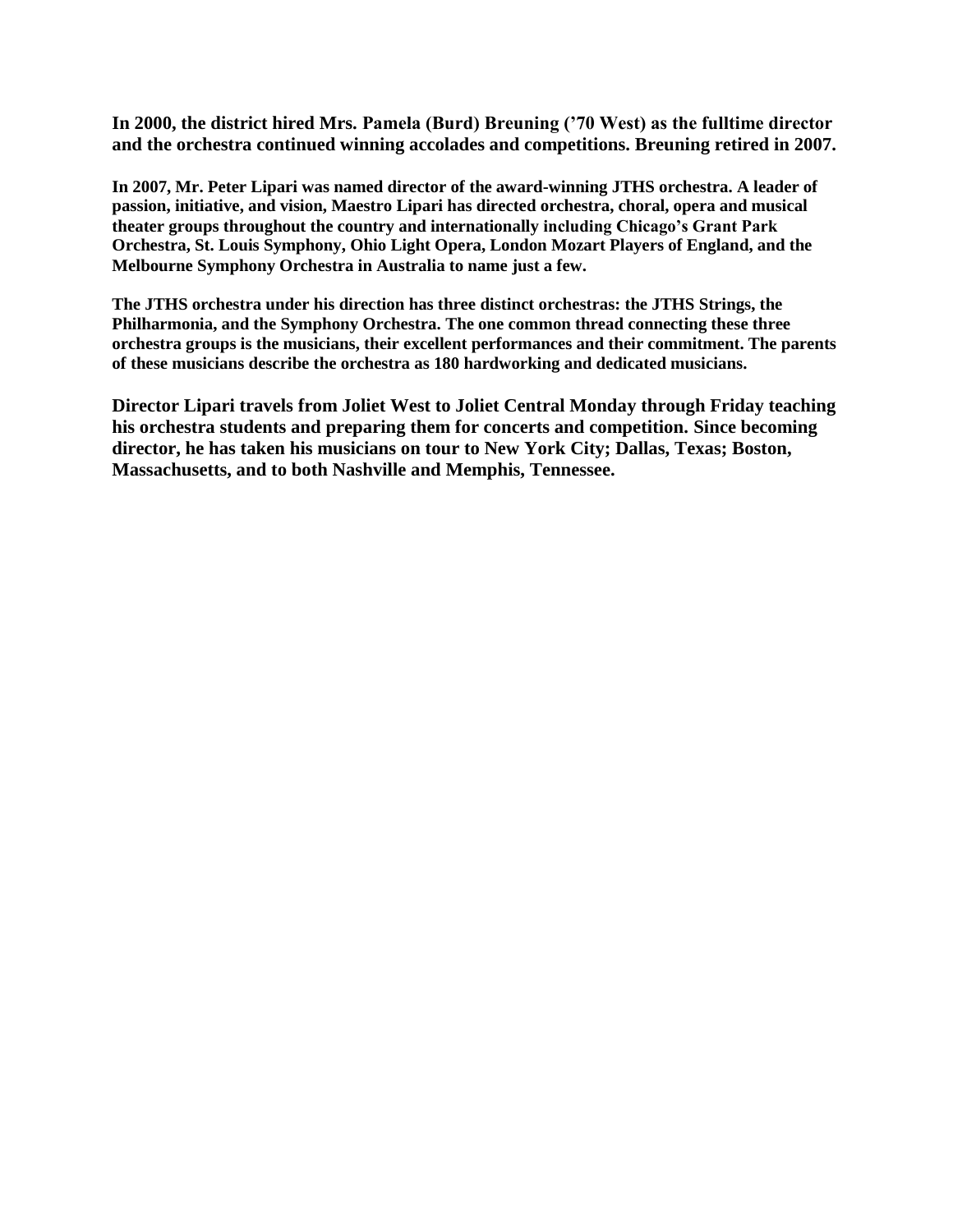**In 2000, the district hired Mrs. Pamela (Burd) Breuning ('70 West) as the fulltime director and the orchestra continued winning accolades and competitions. Breuning retired in 2007.**

**In 2007, Mr. Peter Lipari was named director of the award-winning JTHS orchestra. A leader of passion, initiative, and vision, Maestro Lipari has directed orchestra, choral, opera and musical theater groups throughout the country and internationally including Chicago's Grant Park Orchestra, St. Louis Symphony, Ohio Light Opera, London Mozart Players of England, and the Melbourne Symphony Orchestra in Australia to name just a few.**

**The JTHS orchestra under his direction has three distinct orchestras: the JTHS Strings, the Philharmonia, and the Symphony Orchestra. The one common thread connecting these three orchestra groups is the musicians, their excellent performances and their commitment. The parents of these musicians describe the orchestra as 180 hardworking and dedicated musicians.**

**Director Lipari travels from Joliet West to Joliet Central Monday through Friday teaching his orchestra students and preparing them for concerts and competition. Since becoming director, he has taken his musicians on tour to New York City; Dallas, Texas; Boston, Massachusetts, and to both Nashville and Memphis, Tennessee.**